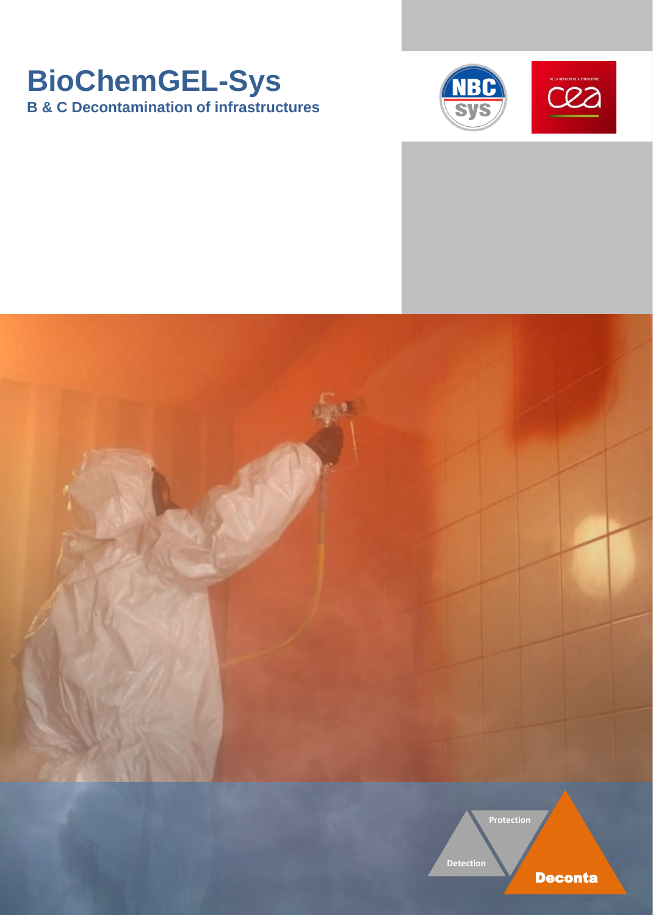# BioChemGEL-Sys

**B & C Decontamination of infrastructures**

Protection

Detection

Deconta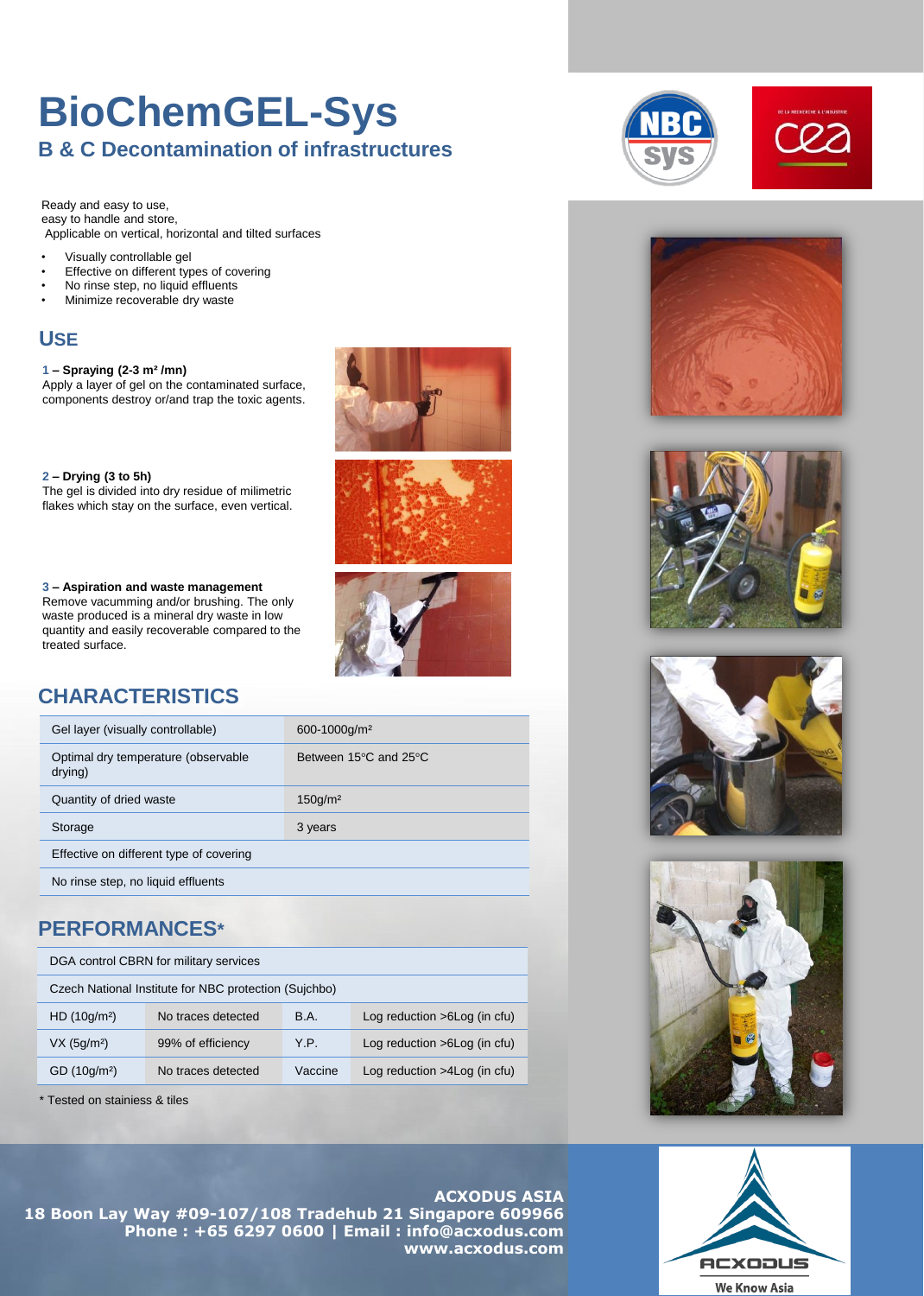# BioChemGEL-Sys

## B & C Decontamination of infrastructures

Ready and easy to use,
easy to handle and store,
Applicable on vertical, horizontal and tilted surfaces

- Visually controllable gel
- Effective on different types of covering
- No rinse step, no liquid effluents
- Minimize recoverable dry waste

## USE

**1 – Spraying (2-3 m² /mn)**
Apply a layer of gel on the contaminated surface, components destroy or/and trap the toxic agents.

**2 – Drying (3 to 5h)**
The gel is divided into dry residue of milimetric flakes which stay on the surface, even vertical.

**3 – Aspiration and waste management**
Remove vacumming and/or brushing. The only waste produced is a mineral dry waste in low quantity and easily recoverable compared to the treated surface.

## CHARACTERISTICS

| | |
|---|---|
| Gel layer (visually controllable) | 600-1000g/m² |
| Optimal dry temperature (observable drying) | Between 15°C and 25°C |
| Quantity of dried waste | 150g/m² |
| Storage | 3 years |
| Effective on different type of covering | |
| No rinse step, no liquid effluents | |

## PERFORMANCES*

| | | | |
|---|---|---|---|
| DGA control CBRN for military services | | | |
| Czech National Institute for NBC protection (Sujchbo) | | | |
| HD (10g/m²) | No traces detected | B.A. | Log reduction >6Log (in cfu) |
| VX (5g/m²) | 99% of efficiency | Y.P. | Log reduction >6Log (in cfu) |
| GD (10g/m²) | No traces detected | Vaccine | Log reduction >4Log (in cfu) |

\* Tested on stainiess & tiles

**ACXODUS ASIA**
**18 Boon Lay Way #09-107/108 Tradehub 21 Singapore 609966**
**Phone : +65 6297 0600 | Email : info@acxodus.com**
**www.acxodus.com**

ACXODUS
We Know Asia